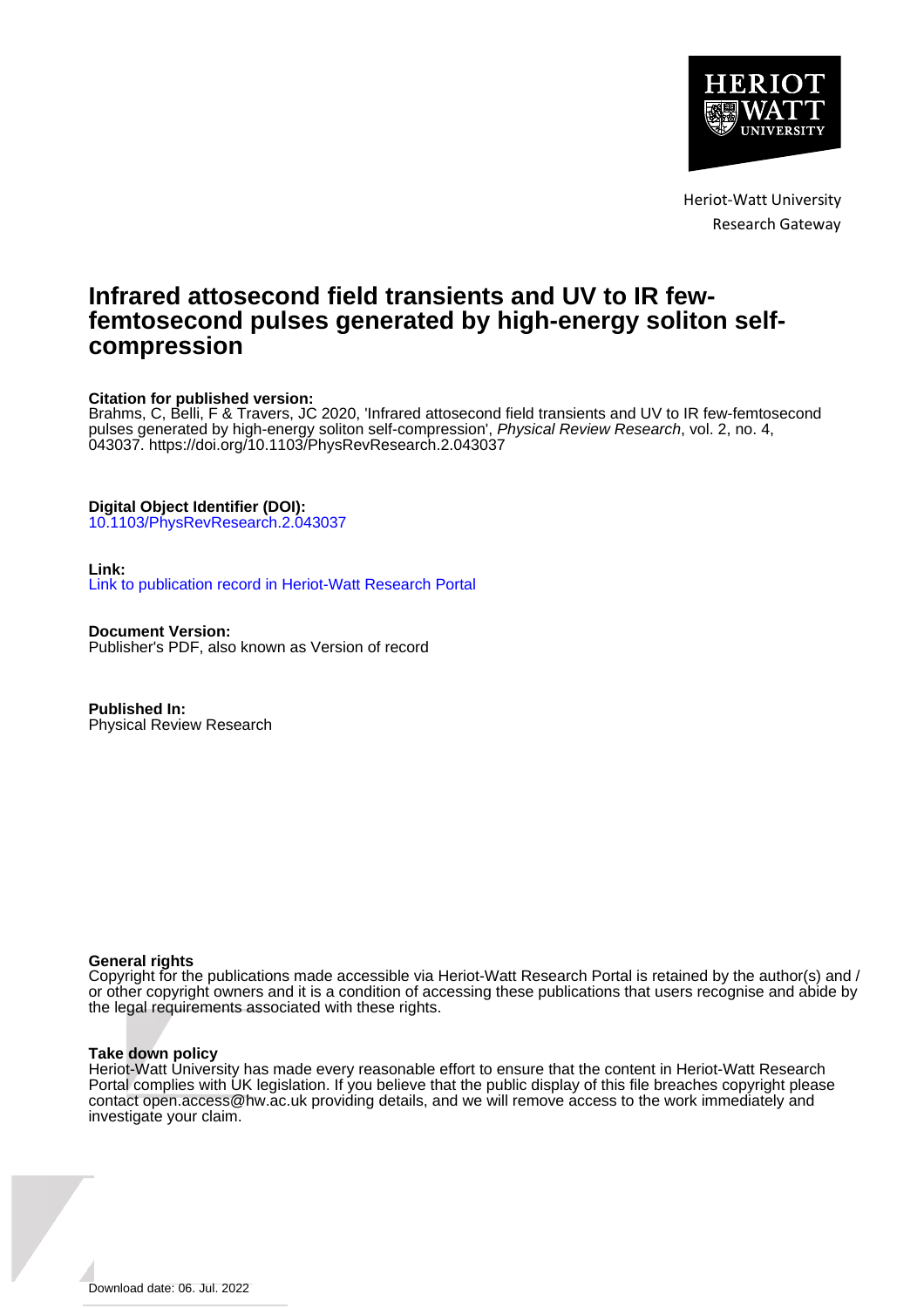Heriot-Watt University
Research Gateway

# Infrared attosecond field transients and UV to IR few-femtosecond pulses generated by high-energy soliton self-compression

**Citation for published version:**
Brahms, C, Belli, F & Travers, JC 2020, 'Infrared attosecond field transients and UV to IR few-femtosecond pulses generated by high-energy soliton self-compression', *Physical Review Research*, vol. 2, no. 4, 043037. https://doi.org/10.1103/PhysRevResearch.2.043037

**Digital Object Identifier (DOI):**
10.1103/PhysRevResearch.2.043037

**Link:**
Link to publication record in Heriot-Watt Research Portal

**Document Version:**
Publisher's PDF, also known as Version of record

**Published In:**
Physical Review Research

**General rights**
Copyright for the publications made accessible via Heriot-Watt Research Portal is retained by the author(s) and / or other copyright owners and it is a condition of accessing these publications that users recognise and abide by the legal requirements associated with these rights.

**Take down policy**
Heriot-Watt University has made every reasonable effort to ensure that the content in Heriot-Watt Research Portal complies with UK legislation. If you believe that the public display of this file breaches copyright please contact open.access@hw.ac.uk providing details, and we will remove access to the work immediately and investigate your claim.

Download date: 06. Jul. 2022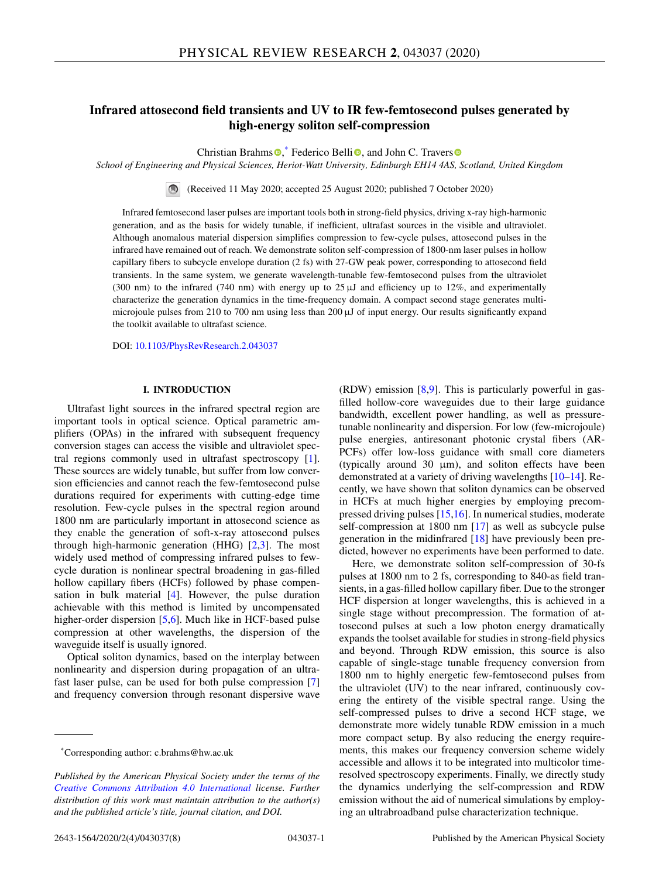# Infrared attosecond field transients and UV to IR few-femtosecond pulses generated by high-energy soliton self-compression

Christian Brahms ,* Federico Belli , and John C. Travers 

*School of Engineering and Physical Sciences, Heriot-Watt University, Edinburgh EH14 4AS, Scotland, United Kingdom*

(Received 11 May 2020; accepted 25 August 2020; published 7 October 2020)

Infrared femtosecond laser pulses are important tools both in strong-field physics, driving x-ray high-harmonic generation, and as the basis for widely tunable, if inefficient, ultrafast sources in the visible and ultraviolet. Although anomalous material dispersion simplifies compression to few-cycle pulses, attosecond pulses in the infrared have remained out of reach. We demonstrate soliton self-compression of 1800-nm laser pulses in hollow capillary fibers to subcycle envelope duration (2 fs) with 27-GW peak power, corresponding to attosecond field transients. In the same system, we generate wavelength-tunable few-femtosecond pulses from the ultraviolet (300 nm) to the infrared (740 nm) with energy up to 25 μJ and efficiency up to 12%, and experimentally characterize the generation dynamics in the time-frequency domain. A compact second stage generates multi-microjoule pulses from 210 to 700 nm using less than 200 μJ of input energy. Our results significantly expand the toolkit available to ultrafast science.

DOI: 10.1103/PhysRevResearch.2.043037

## I. INTRODUCTION

Ultrafast light sources in the infrared spectral region are important tools in optical science. Optical parametric amplifiers (OPAs) in the infrared with subsequent frequency conversion stages can access the visible and ultraviolet spectral regions commonly used in ultrafast spectroscopy [1]. These sources are widely tunable, but suffer from low conversion efficiencies and cannot reach the few-femtosecond pulse durations required for experiments with cutting-edge time resolution. Few-cycle pulses in the spectral region around 1800 nm are particularly important in attosecond science as they enable the generation of soft-x-ray attosecond pulses through high-harmonic generation (HHG) [2,3]. The most widely used method of compressing infrared pulses to few-cycle duration is nonlinear spectral broadening in gas-filled hollow capillary fibers (HCFs) followed by phase compensation in bulk material [4]. However, the pulse duration achievable with this method is limited by uncompensated higher-order dispersion [5,6]. Much like in HCF-based pulse compression at other wavelengths, the dispersion of the waveguide itself is usually ignored.

Optical soliton dynamics, based on the interplay between nonlinearity and dispersion during propagation of an ultrafast laser pulse, can be used for both pulse compression [7] and frequency conversion through resonant dispersive wave (RDW) emission [8,9]. This is particularly powerful in gas-filled hollow-core waveguides due to their large guidance bandwidth, excellent power handling, as well as pressure-tunable nonlinearity and dispersion. For low (few-microjoule) pulse energies, antiresonant photonic crystal fibers (AR-PCFs) offer low-loss guidance with small core diameters (typically around 30 μm), and soliton effects have been demonstrated at a variety of driving wavelengths [10–14]. Recently, we have shown that soliton dynamics can be observed in HCFs at much higher energies by employing precompressed driving pulses [15,16]. In numerical studies, moderate self-compression at 1800 nm [17] as well as subcycle pulse generation in the midinfrared [18] have previously been predicted, however no experiments have been performed to date.

Here, we demonstrate soliton self-compression of 30-fs pulses at 1800 nm to 2 fs, corresponding to 840-as field transients, in a gas-filled hollow capillary fiber. Due to the stronger HCF dispersion at longer wavelengths, this is achieved in a single stage without precompression. The formation of attosecond pulses at such a low photon energy dramatically expands the toolset available for studies in strong-field physics and beyond. Through RDW emission, this source is also capable of single-stage tunable frequency conversion from 1800 nm to highly energetic few-femtosecond pulses from the ultraviolet (UV) to the near infrared, continuously covering the entirety of the visible spectral range. Using the self-compressed pulses to drive a second HCF stage, we demonstrate more widely tunable RDW emission in a much more compact setup. By also reducing the energy requirements, this makes our frequency conversion scheme widely accessible and allows it to be integrated into multicolor time-resolved spectroscopy experiments. Finally, we directly study the dynamics underlying the self-compression and RDW emission without the aid of numerical simulations by employing an ultrabroadband pulse characterization technique.

*Corresponding author: c.brahms@hw.ac.uk

*Published by the American Physical Society under the terms of the Creative Commons Attribution 4.0 International license. Further distribution of this work must maintain attribution to the author(s) and the published article's title, journal citation, and DOI.*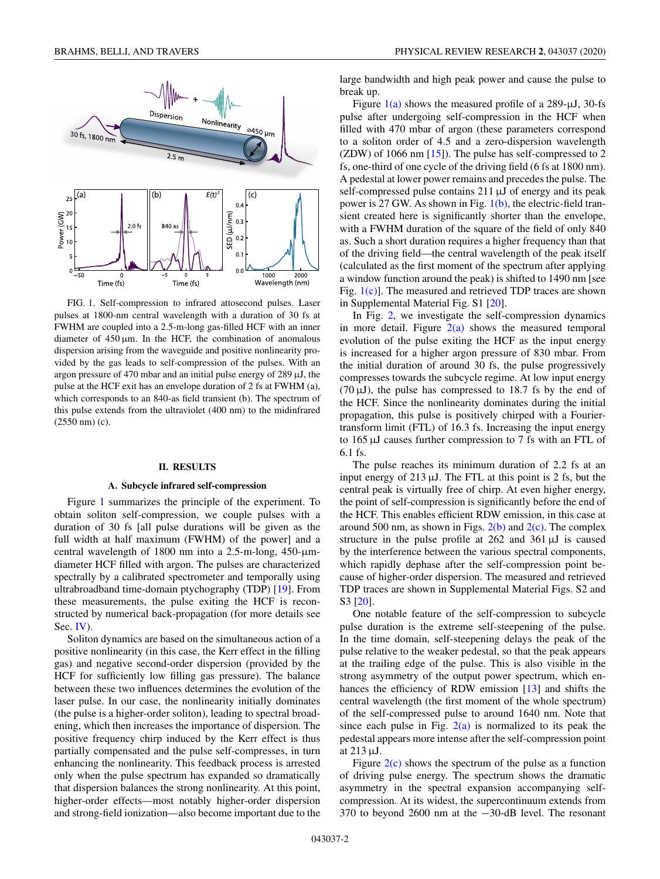FIG. 1. Self-compression to infrared attosecond pulses. Laser pulses at 1800-nm central wavelength with a duration of 30 fs at FWHM are coupled into a 2.5-m-long gas-filled HCF with an inner diameter of 450 μm. In the HCF, the combination of anomalous dispersion arising from the waveguide and positive nonlinearity provided by the gas leads to self-compression of the pulses. With an argon pressure of 470 mbar and an initial pulse energy of 289 μJ, the pulse at the HCF exit has an envelope duration of 2 fs at FWHM (a), which corresponds to an 840-as field transient (b). The spectrum of this pulse extends from the ultraviolet (400 nm) to the midinfrared (2550 nm) (c).

## II. RESULTS

### A. Subcycle infrared self-compression

Figure 1 summarizes the principle of the experiment. To obtain soliton self-compression, we couple pulses with a duration of 30 fs [all pulse durations will be given as the full width at half maximum (FWHM) of the power] and a central wavelength of 1800 nm into a 2.5-m-long, 450-μm-diameter HCF filled with argon. The pulses are characterized spectrally by a calibrated spectrometer and temporally using ultrabroadband time-domain ptychography (TDP) [19]. From these measurements, the pulse exiting the HCF is reconstructed by numerical back-propagation (for more details see Sec. IV).

Soliton dynamics are based on the simultaneous action of a positive nonlinearity (in this case, the Kerr effect in the filling gas) and negative second-order dispersion (provided by the HCF for sufficiently low filling gas pressure). The balance between these two influences determines the evolution of the laser pulse. In our case, the nonlinearity initially dominates (the pulse is a higher-order soliton), leading to spectral broadening, which then increases the importance of dispersion. The positive frequency chirp induced by the Kerr effect is thus partially compensated and the pulse self-compresses, in turn enhancing the nonlinearity. This feedback process is arrested only when the pulse spectrum has expanded so dramatically that dispersion balances the strong nonlinearity. At this point, higher-order effects—most notably higher-order dispersion and strong-field ionization—also become important due to the large bandwidth and high peak power and cause the pulse to break up.

Figure 1(a) shows the measured profile of a 289-μJ, 30-fs pulse after undergoing self-compression in the HCF when filled with 470 mbar of argon (these parameters correspond to a soliton order of 4.5 and a zero-dispersion wavelength (ZDW) of 1066 nm [15]). The pulse has self-compressed to 2 fs, one-third of one cycle of the driving field (6 fs at 1800 nm). A pedestal at lower power remains and precedes the pulse. The self-compressed pulse contains 211 μJ of energy and its peak power is 27 GW. As shown in Fig. 1(b), the electric-field transient created here is significantly shorter than the envelope, with a FWHM duration of the square of the field of only 840 as. Such a short duration requires a higher frequency than that of the driving field—the central wavelength of the peak itself (calculated as the first moment of the spectrum after applying a window function around the peak) is shifted to 1490 nm [see Fig. 1(c)]. The measured and retrieved TDP traces are shown in Supplemental Material Fig. S1 [20].

In Fig. 2, we investigate the self-compression dynamics in more detail. Figure 2(a) shows the measured temporal evolution of the pulse exiting the HCF as the input energy is increased for a higher argon pressure of 830 mbar. From the initial duration of around 30 fs, the pulse progressively compresses towards the subcycle regime. At low input energy (70 μJ), the pulse has compressed to 18.7 fs by the end of the HCF. Since the nonlinearity dominates during the initial propagation, this pulse is positively chirped with a Fourier-transform limit (FTL) of 16.3 fs. Increasing the input energy to 165 μJ causes further compression to 7 fs with an FTL of 6.1 fs.

The pulse reaches its minimum duration of 2.2 fs at an input energy of 213 μJ. The FTL at this point is 2 fs, but the central peak is virtually free of chirp. At even higher energy, the point of self-compression is significantly before the end of the HCF. This enables efficient RDW emission, in this case at around 500 nm, as shown in Figs. 2(b) and 2(c). The complex structure in the pulse profile at 262 and 361 μJ is caused by the interference between the various spectral components, which rapidly dephase after the self-compression point because of higher-order dispersion. The measured and retrieved TDP traces are shown in Supplemental Material Figs. S2 and S3 [20].

One notable feature of the self-compression to subcycle pulse duration is the extreme self-steepening of the pulse. In the time domain, self-steepening delays the peak of the pulse relative to the weaker pedestal, so that the peak appears at the trailing edge of the pulse. This is also visible in the strong asymmetry of the output power spectrum, which enhances the efficiency of RDW emission [13] and shifts the central wavelength (the first moment of the whole spectrum) of the self-compressed pulse to around 1640 nm. Note that since each pulse in Fig. 2(a) is normalized to its peak the pedestal appears more intense after the self-compression point at 213 μJ.

Figure 2(c) shows the spectrum of the pulse as a function of driving pulse energy. The spectrum shows the dramatic asymmetry in the spectral expansion accompanying self-compression. At its widest, the supercontinuum extends from 370 to beyond 2600 nm at the −30-dB level. The resonant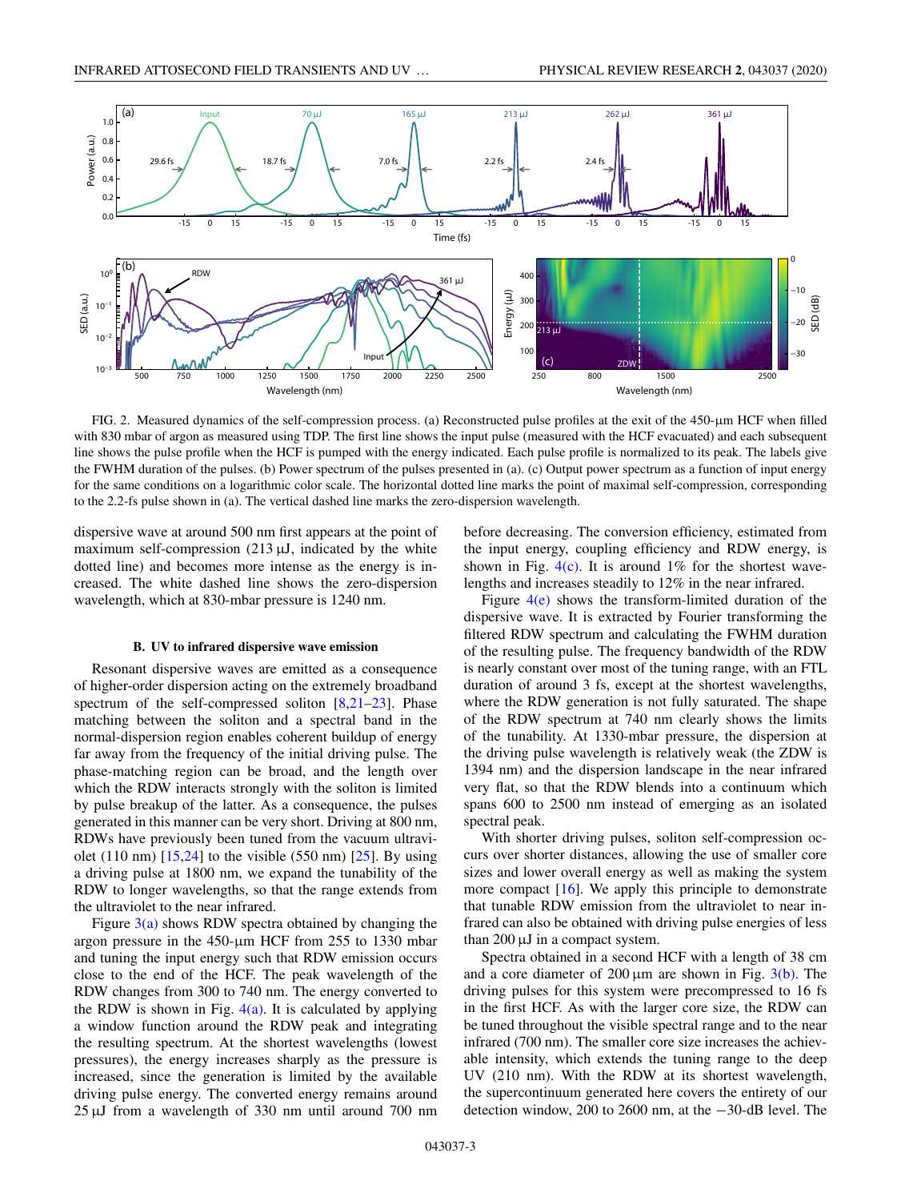FIG. 2. Measured dynamics of the self-compression process. (a) Reconstructed pulse profiles at the exit of the 450-μm HCF when filled with 830 mbar of argon as measured using TDP. The first line shows the input pulse (measured with the HCF evacuated) and each subsequent line shows the pulse profile when the HCF is pumped with the energy indicated. Each pulse profile is normalized to its peak. The labels give the FWHM duration of the pulses. (b) Power spectrum of the pulses presented in (a). (c) Output power spectrum as a function of input energy for the same conditions on a logarithmic color scale. The horizontal dotted line marks the point of maximal self-compression, corresponding to the 2.2-fs pulse shown in (a). The vertical dashed line marks the zero-dispersion wavelength.

dispersive wave at around 500 nm first appears at the point of maximum self-compression (213 μJ, indicated by the white dotted line) and becomes more intense as the energy is increased. The white dashed line shows the zero-dispersion wavelength, which at 830-mbar pressure is 1240 nm.

### B. UV to infrared dispersive wave emission

Resonant dispersive waves are emitted as a consequence of higher-order dispersion acting on the extremely broadband spectrum of the self-compressed soliton [8,21–23]. Phase matching between the soliton and a spectral band in the normal-dispersion region enables coherent buildup of energy far away from the frequency of the initial driving pulse. The phase-matching region can be broad, and the length over which the RDW interacts strongly with the soliton is limited by pulse breakup of the latter. As a consequence, the pulses generated in this manner can be very short. Driving at 800 nm, RDWs have previously been tuned from the vacuum ultraviolet (110 nm) [15,24] to the visible (550 nm) [25]. By using a driving pulse at 1800 nm, we expand the tunability of the RDW to longer wavelengths, so that the range extends from the ultraviolet to the near infrared.

Figure 3(a) shows RDW spectra obtained by changing the argon pressure in the 450-μm HCF from 255 to 1330 mbar and tuning the input energy such that RDW emission occurs close to the end of the HCF. The peak wavelength of the RDW changes from 300 to 740 nm. The energy converted to the RDW is shown in Fig. 4(a). It is calculated by applying a window function around the RDW peak and integrating the resulting spectrum. At the shortest wavelengths (lowest pressures), the energy increases sharply as the pressure is increased, since the generation is limited by the available driving pulse energy. The converted energy remains around 25 μJ from a wavelength of 330 nm until around 700 nm before decreasing. The conversion efficiency, estimated from the input energy, coupling efficiency and RDW energy, is shown in Fig. 4(c). It is around 1% for the shortest wavelengths and increases steadily to 12% in the near infrared.

Figure 4(e) shows the transform-limited duration of the dispersive wave. It is extracted by Fourier transforming the filtered RDW spectrum and calculating the FWHM duration of the resulting pulse. The frequency bandwidth of the RDW is nearly constant over most of the tuning range, with an FTL duration of around 3 fs, except at the shortest wavelengths, where the RDW generation is not fully saturated. The shape of the RDW spectrum at 740 nm clearly shows the limits of the tunability. At 1330-mbar pressure, the dispersion at the driving pulse wavelength is relatively weak (the ZDW is 1394 nm) and the dispersion landscape in the near infrared very flat, so that the RDW blends into a continuum which spans 600 to 2500 nm instead of emerging as an isolated spectral peak.

With shorter driving pulses, soliton self-compression occurs over shorter distances, allowing the use of smaller core sizes and lower overall energy as well as making the system more compact [16]. We apply this principle to demonstrate that tunable RDW emission from the ultraviolet to near infrared can also be obtained with driving pulse energies of less than 200 μJ in a compact system.

Spectra obtained in a second HCF with a length of 38 cm and a core diameter of 200 μm are shown in Fig. 3(b). The driving pulses for this system were precompressed to 16 fs in the first HCF. As with the larger core size, the RDW can be tuned throughout the visible spectral range and to the near infrared (700 nm). The smaller core size increases the achievable intensity, which extends the tuning range to the deep UV (210 nm). With the RDW at its shortest wavelength, the supercontinuum generated here covers the entirety of our detection window, 200 to 2600 nm, at the −30-dB level. The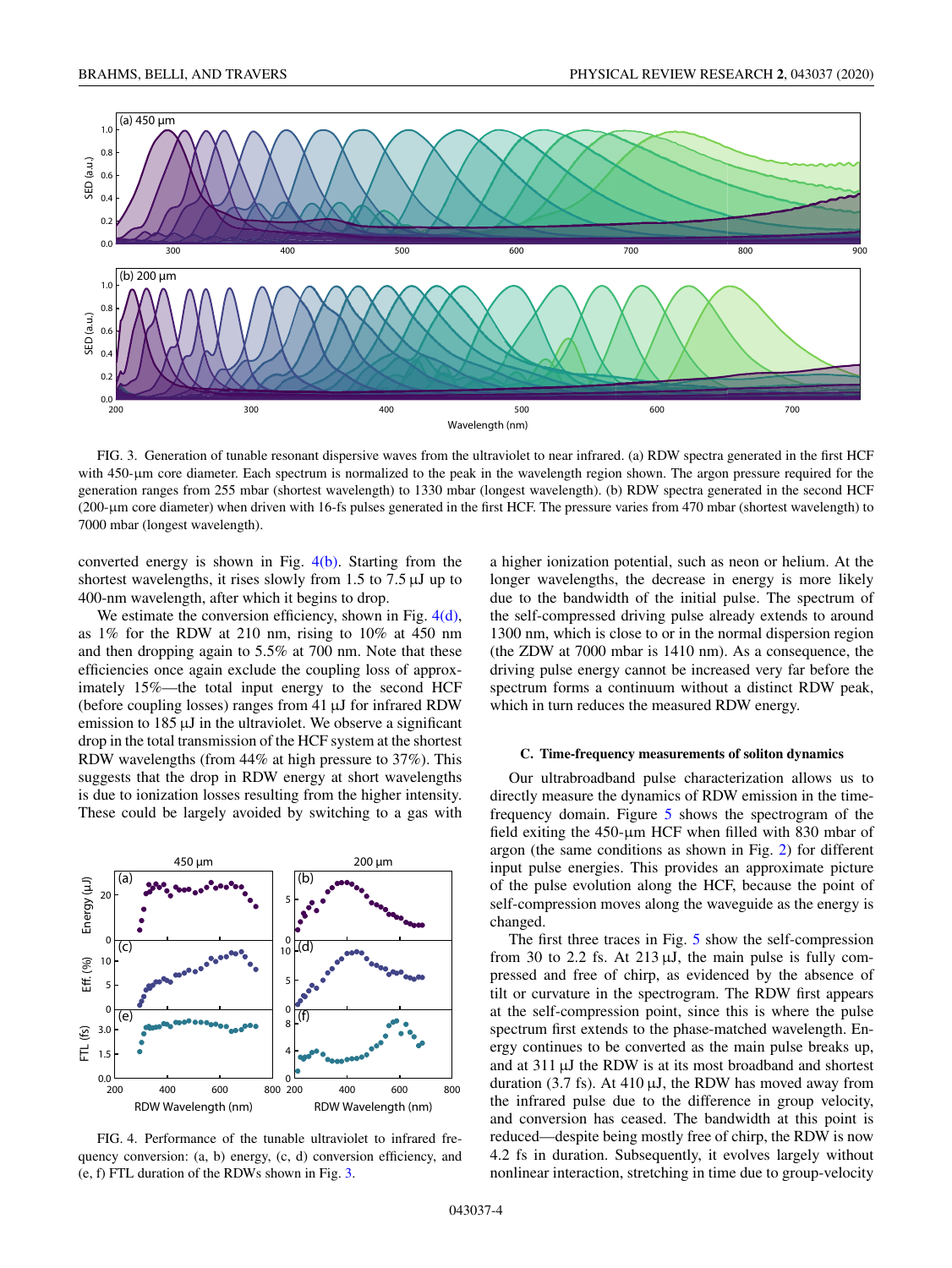FIG. 3. Generation of tunable resonant dispersive waves from the ultraviolet to near infrared. (a) RDW spectra generated in the first HCF with 450-μm core diameter. Each spectrum is normalized to the peak in the wavelength region shown. The argon pressure required for the generation ranges from 255 mbar (shortest wavelength) to 1330 mbar (longest wavelength). (b) RDW spectra generated in the second HCF (200-μm core diameter) when driven with 16-fs pulses generated in the first HCF. The pressure varies from 470 mbar (shortest wavelength) to 7000 mbar (longest wavelength).

converted energy is shown in Fig. 4(b). Starting from the shortest wavelengths, it rises slowly from 1.5 to 7.5 μJ up to 400-nm wavelength, after which it begins to drop.

We estimate the conversion efficiency, shown in Fig. 4(d), as 1% for the RDW at 210 nm, rising to 10% at 450 nm and then dropping again to 5.5% at 700 nm. Note that these efficiencies once again exclude the coupling loss of approximately 15%—the total input energy to the second HCF (before coupling losses) ranges from 41 μJ for infrared RDW emission to 185 μJ in the ultraviolet. We observe a significant drop in the total transmission of the HCF system at the shortest RDW wavelengths (from 44% at high pressure to 37%). This suggests that the drop in RDW energy at short wavelengths is due to ionization losses resulting from the higher intensity. These could be largely avoided by switching to a gas with a higher ionization potential, such as neon or helium. At the longer wavelengths, the decrease in energy is more likely due to the bandwidth of the initial pulse. The spectrum of the self-compressed driving pulse already extends to around 1300 nm, which is close to or in the normal dispersion region (the ZDW at 7000 mbar is 1410 nm). As a consequence, the driving pulse energy cannot be increased very far before the spectrum forms a continuum without a distinct RDW peak, which in turn reduces the measured RDW energy.

FIG. 4. Performance of the tunable ultraviolet to infrared frequency conversion: (a, b) energy, (c, d) conversion efficiency, and (e, f) FTL duration of the RDWs shown in Fig. 3.

### C. Time-frequency measurements of soliton dynamics

Our ultrabroadband pulse characterization allows us to directly measure the dynamics of RDW emission in the time-frequency domain. Figure 5 shows the spectrogram of the field exiting the 450-μm HCF when filled with 830 mbar of argon (the same conditions as shown in Fig. 2) for different input pulse energies. This provides an approximate picture of the pulse evolution along the HCF, because the point of self-compression moves along the waveguide as the energy is changed.

The first three traces in Fig. 5 show the self-compression from 30 to 2.2 fs. At 213 μJ, the main pulse is fully compressed and free of chirp, as evidenced by the absence of tilt or curvature in the spectrogram. The RDW first appears at the self-compression point, since this is where the pulse spectrum first extends to the phase-matched wavelength. Energy continues to be converted as the main pulse breaks up, and at 311 μJ the RDW is at its most broadband and shortest duration (3.7 fs). At 410 μJ, the RDW has moved away from the infrared pulse due to the difference in group velocity, and conversion has ceased. The bandwidth at this point is reduced—despite being mostly free of chirp, the RDW is now 4.2 fs in duration. Subsequently, it evolves largely without nonlinear interaction, stretching in time due to group-velocity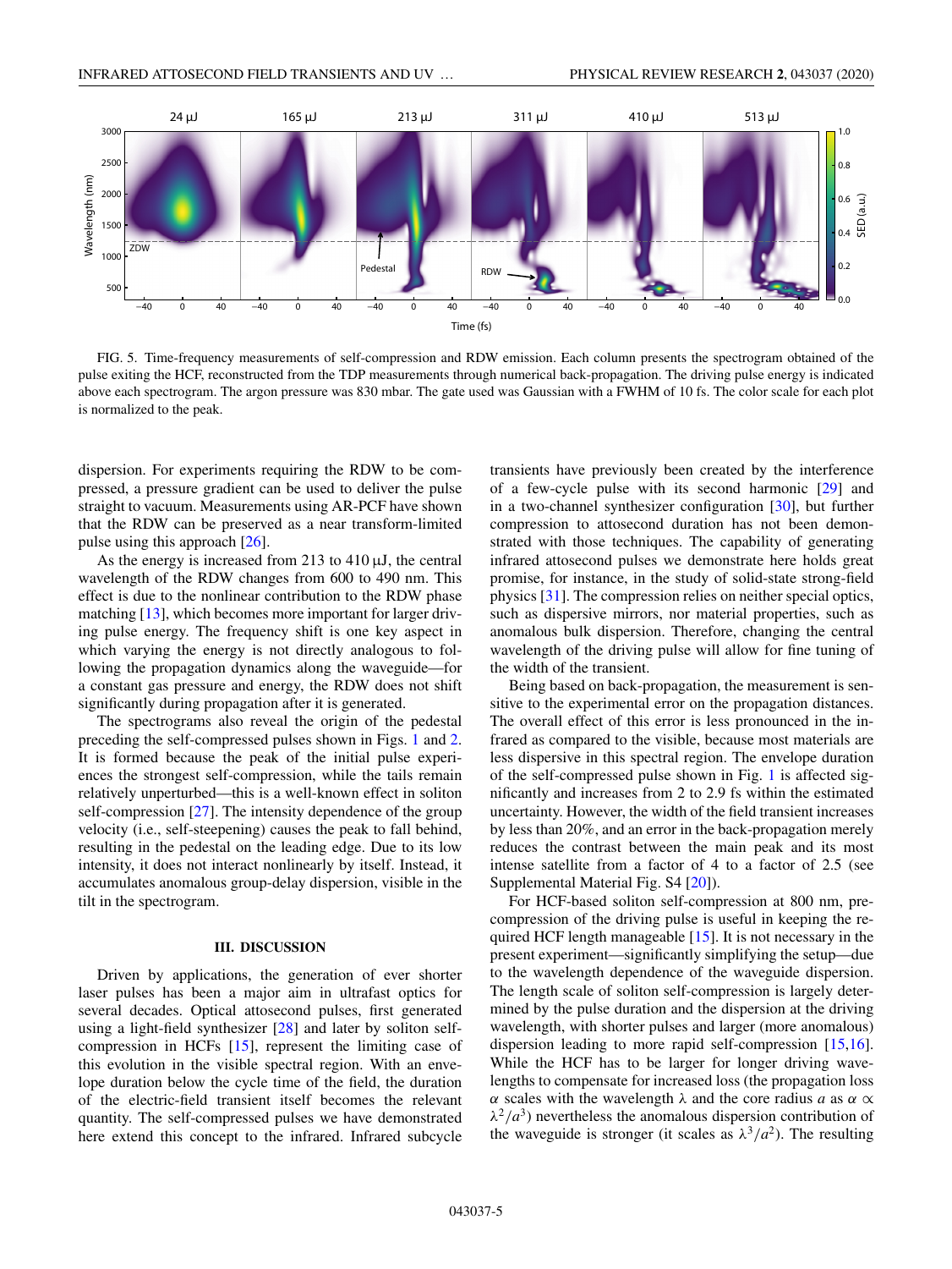FIG. 5. Time-frequency measurements of self-compression and RDW emission. Each column presents the spectrogram obtained of the pulse exiting the HCF, reconstructed from the TDP measurements through numerical back-propagation. The driving pulse energy is indicated above each spectrogram. The argon pressure was 830 mbar. The gate used was Gaussian with a FWHM of 10 fs. The color scale for each plot is normalized to the peak.

dispersion. For experiments requiring the RDW to be compressed, a pressure gradient can be used to deliver the pulse straight to vacuum. Measurements using AR-PCF have shown that the RDW can be preserved as a near transform-limited pulse using this approach [26].

As the energy is increased from 213 to 410 μJ, the central wavelength of the RDW changes from 600 to 490 nm. This effect is due to the nonlinear contribution to the RDW phase matching [13], which becomes more important for larger driving pulse energy. The frequency shift is one key aspect in which varying the energy is not directly analogous to following the propagation dynamics along the waveguide—for a constant gas pressure and energy, the RDW does not shift significantly during propagation after it is generated.

The spectrograms also reveal the origin of the pedestal preceding the self-compressed pulses shown in Figs. 1 and 2. It is formed because the peak of the initial pulse experiences the strongest self-compression, while the tails remain relatively unperturbed—this is a well-known effect in soliton self-compression [27]. The intensity dependence of the group velocity (i.e., self-steepening) causes the peak to fall behind, resulting in the pedestal on the leading edge. Due to its low intensity, it does not interact nonlinearly by itself. Instead, it accumulates anomalous group-delay dispersion, visible in the tilt in the spectrogram.

## III. DISCUSSION

Driven by applications, the generation of ever shorter laser pulses has been a major aim in ultrafast optics for several decades. Optical attosecond pulses, first generated using a light-field synthesizer [28] and later by soliton self-compression in HCFs [15], represent the limiting case of this evolution in the visible spectral region. With an envelope duration below the cycle time of the field, the duration of the electric-field transient itself becomes the relevant quantity. The self-compressed pulses we have demonstrated here extend this concept to the infrared. Infrared subcycle transients have previously been created by the interference of a few-cycle pulse with its second harmonic [29] and in a two-channel synthesizer configuration [30], but further compression to attosecond duration has not been demonstrated with those techniques. The capability of generating infrared attosecond pulses we demonstrate here holds great promise, for instance, in the study of solid-state strong-field physics [31]. The compression relies on neither special optics, such as dispersive mirrors, nor material properties, such as anomalous bulk dispersion. Therefore, changing the central wavelength of the driving pulse will allow for fine tuning of the width of the transient.

Being based on back-propagation, the measurement is sensitive to the experimental error on the propagation distances. The overall effect of this error is less pronounced in the infrared as compared to the visible, because most materials are less dispersive in this spectral region. The envelope duration of the self-compressed pulse shown in Fig. 1 is affected significantly and increases from 2 to 2.9 fs within the estimated uncertainty. However, the width of the field transient increases by less than 20%, and an error in the back-propagation merely reduces the contrast between the main peak and its most intense satellite from a factor of 4 to a factor of 2.5 (see Supplemental Material Fig. S4 [20]).

For HCF-based soliton self-compression at 800 nm, precompression of the driving pulse is useful in keeping the required HCF length manageable [15]. It is not necessary in the present experiment—significantly simplifying the setup—due to the wavelength dependence of the waveguide dispersion. The length scale of soliton self-compression is largely determined by the pulse duration and the dispersion at the driving wavelength, with shorter pulses and larger (more anomalous) dispersion leading to more rapid self-compression [15,16]. While the HCF has to be larger for longer driving wavelengths to compensate for increased loss (the propagation loss $\alpha$ scales with the wavelength $\lambda$ and the core radius $a$ as $\alpha \propto \lambda^2/a^3$) nevertheless the anomalous dispersion contribution of the waveguide is stronger (it scales as $\lambda^3/a^2$). The resulting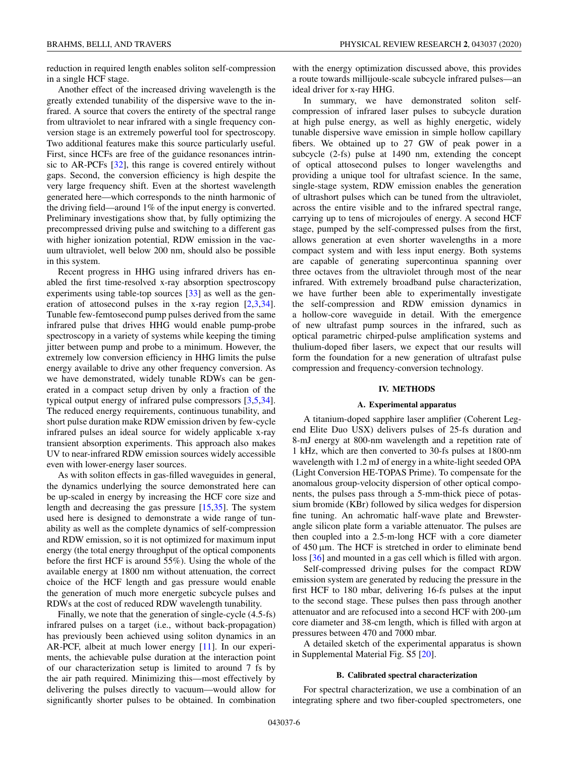reduction in required length enables soliton self-compression in a single HCF stage.

Another effect of the increased driving wavelength is the greatly extended tunability of the dispersive wave to the infrared. A source that covers the entirety of the spectral range from ultraviolet to near infrared with a single frequency conversion stage is an extremely powerful tool for spectroscopy. Two additional features make this source particularly useful. First, since HCFs are free of the guidance resonances intrinsic to AR-PCFs [32], this range is covered entirely without gaps. Second, the conversion efficiency is high despite the very large frequency shift. Even at the shortest wavelength generated here—which corresponds to the ninth harmonic of the driving field—around 1% of the input energy is converted. Preliminary investigations show that, by fully optimizing the precompressed driving pulse and switching to a different gas with higher ionization potential, RDW emission in the vacuum ultraviolet, well below 200 nm, should also be possible in this system.

Recent progress in HHG using infrared drivers has enabled the first time-resolved x-ray absorption spectroscopy experiments using table-top sources [33] as well as the generation of attosecond pulses in the x-ray region [2,3,34]. Tunable few-femtosecond pump pulses derived from the same infrared pulse that drives HHG would enable pump-probe spectroscopy in a variety of systems while keeping the timing jitter between pump and probe to a minimum. However, the extremely low conversion efficiency in HHG limits the pulse energy available to drive any other frequency conversion. As we have demonstrated, widely tunable RDWs can be generated in a compact setup driven by only a fraction of the typical output energy of infrared pulse compressors [3,5,34]. The reduced energy requirements, continuous tunability, and short pulse duration make RDW emission driven by few-cycle infrared pulses an ideal source for widely applicable x-ray transient absorption experiments. This approach also makes UV to near-infrared RDW emission sources widely accessible even with lower-energy laser sources.

As with soliton effects in gas-filled waveguides in general, the dynamics underlying the source demonstrated here can be up-scaled in energy by increasing the HCF core size and length and decreasing the gas pressure [15,35]. The system used here is designed to demonstrate a wide range of tunability as well as the complete dynamics of self-compression and RDW emission, so it is not optimized for maximum input energy (the total energy throughput of the optical components before the first HCF is around 55%). Using the whole of the available energy at 1800 nm without attenuation, the correct choice of the HCF length and gas pressure would enable the generation of much more energetic subcycle pulses and RDWs at the cost of reduced RDW wavelength tunability.

Finally, we note that the generation of single-cycle (4.5-fs) infrared pulses on a target (i.e., without back-propagation) has previously been achieved using soliton dynamics in an AR-PCF, albeit at much lower energy [11]. In our experiments, the achievable pulse duration at the interaction point of our characterization setup is limited to around 7 fs by the air path required. Minimizing this—most effectively by delivering the pulses directly to vacuum—would allow for significantly shorter pulses to be obtained. In combination with the energy optimization discussed above, this provides a route towards millijoule-scale subcycle infrared pulses—an ideal driver for x-ray HHG.

In summary, we have demonstrated soliton self-compression of infrared laser pulses to subcycle duration at high pulse energy, as well as highly energetic, widely tunable dispersive wave emission in simple hollow capillary fibers. We obtained up to 27 GW of peak power in a subcycle (2-fs) pulse at 1490 nm, extending the concept of optical attosecond pulses to longer wavelengths and providing a unique tool for ultrafast science. In the same, single-stage system, RDW emission enables the generation of ultrashort pulses which can be tuned from the ultraviolet, across the entire visible and to the infrared spectral range, carrying up to tens of microjoules of energy. A second HCF stage, pumped by the self-compressed pulses from the first, allows generation at even shorter wavelengths in a more compact system and with less input energy. Both systems are capable of generating supercontinua spanning over three octaves from the ultraviolet through most of the near infrared. With extremely broadband pulse characterization, we have further been able to experimentally investigate the self-compression and RDW emission dynamics in a hollow-core waveguide in detail. With the emergence of new ultrafast pump sources in the infrared, such as optical parametric chirped-pulse amplification systems and thulium-doped fiber lasers, we expect that our results will form the foundation for a new generation of ultrafast pulse compression and frequency-conversion technology.

## IV. METHODS

### A. Experimental apparatus

A titanium-doped sapphire laser amplifier (Coherent Legend Elite Duo USX) delivers pulses of 25-fs duration and 8-mJ energy at 800-nm wavelength and a repetition rate of 1 kHz, which are then converted to 30-fs pulses at 1800-nm wavelength with 1.2 mJ of energy in a white-light seeded OPA (Light Conversion HE-TOPAS Prime). To compensate for the anomalous group-velocity dispersion of other optical components, the pulses pass through a 5-mm-thick piece of potassium bromide (KBr) followed by silica wedges for dispersion fine tuning. An achromatic half-wave plate and Brewster-angle silicon plate form a variable attenuator. The pulses are then coupled into a 2.5-m-long HCF with a core diameter of 450 μm. The HCF is stretched in order to eliminate bend loss [36] and mounted in a gas cell which is filled with argon.

Self-compressed driving pulses for the compact RDW emission system are generated by reducing the pressure in the first HCF to 180 mbar, delivering 16-fs pulses at the input to the second stage. These pulses then pass through another attenuator and are refocused into a second HCF with 200-μm core diameter and 38-cm length, which is filled with argon at pressures between 470 and 7000 mbar.

A detailed sketch of the experimental apparatus is shown in Supplemental Material Fig. S5 [20].

### B. Calibrated spectral characterization

For spectral characterization, we use a combination of an integrating sphere and two fiber-coupled spectrometers, one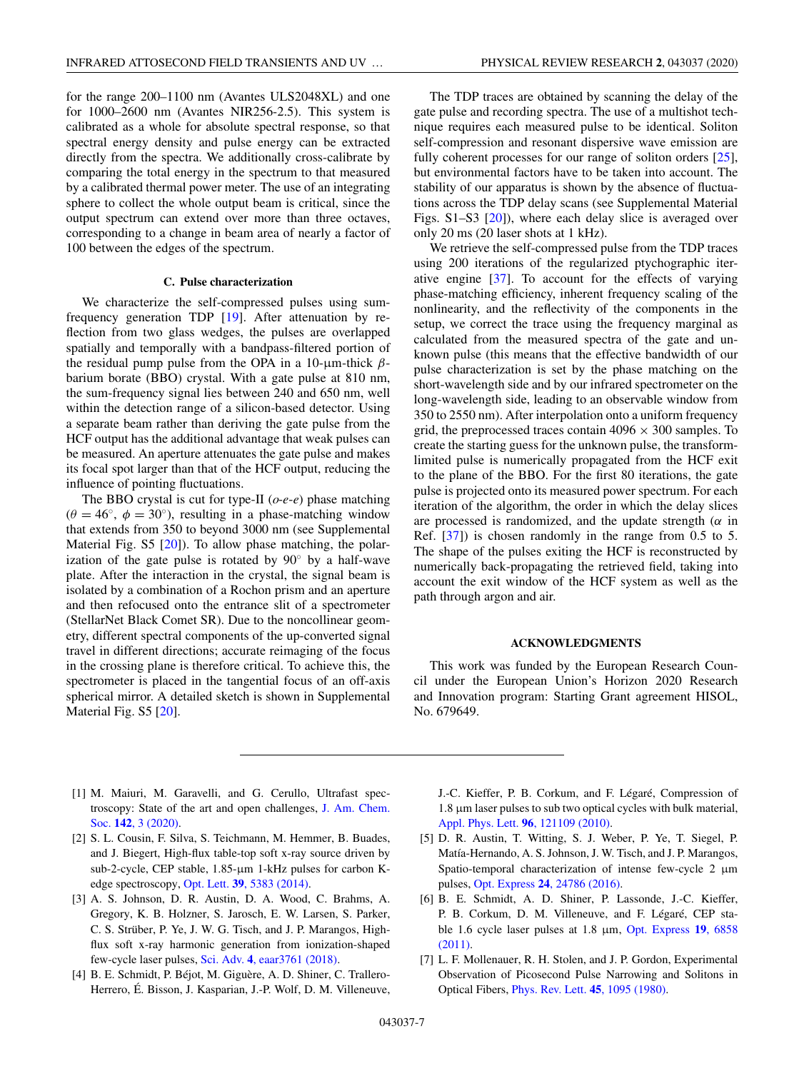for the range 200–1100 nm (Avantes ULS2048XL) and one for 1000–2600 nm (Avantes NIR256-2.5). This system is calibrated as a whole for absolute spectral response, so that spectral energy density and pulse energy can be extracted directly from the spectra. We additionally cross-calibrate by comparing the total energy in the spectrum to that measured by a calibrated thermal power meter. The use of an integrating sphere to collect the whole output beam is critical, since the output spectrum can extend over more than three octaves, corresponding to a change in beam area of nearly a factor of 100 between the edges of the spectrum.

### C. Pulse characterization

We characterize the self-compressed pulses using sum-frequency generation TDP [19]. After attenuation by reflection from two glass wedges, the pulses are overlapped spatially and temporally with a bandpass-filtered portion of the residual pump pulse from the OPA in a 10-μm-thick $\beta$-barium borate (BBO) crystal. With a gate pulse at 810 nm, the sum-frequency signal lies between 240 and 650 nm, well within the detection range of a silicon-based detector. Using a separate beam rather than deriving the gate pulse from the HCF output has the additional advantage that weak pulses can be measured. An aperture attenuates the gate pulse and makes its focal spot larger than that of the HCF output, reducing the influence of pointing fluctuations.

The BBO crystal is cut for type-II (*o*-*e*-*e*) phase matching ($\theta = 46^\circ$, $\phi = 30^\circ$), resulting in a phase-matching window that extends from 350 to beyond 3000 nm (see Supplemental Material Fig. S5 [20]). To allow phase matching, the polarization of the gate pulse is rotated by $90^\circ$ by a half-wave plate. After the interaction in the crystal, the signal beam is isolated by a combination of a Rochon prism and an aperture and then refocused onto the entrance slit of a spectrometer (StellarNet Black Comet SR). Due to the noncollinear geometry, different spectral components of the up-converted signal travel in different directions; accurate reimaging of the focus in the crossing plane is therefore critical. To achieve this, the spectrometer is placed in the tangential focus of an off-axis spherical mirror. A detailed sketch is shown in Supplemental Material Fig. S5 [20].

The TDP traces are obtained by scanning the delay of the gate pulse and recording spectra. The use of a multishot technique requires each measured pulse to be identical. Soliton self-compression and resonant dispersive wave emission are fully coherent processes for our range of soliton orders [25], but environmental factors have to be taken into account. The stability of our apparatus is shown by the absence of fluctuations across the TDP delay scans (see Supplemental Material Figs. S1–S3 [20]), where each delay slice is averaged over only 20 ms (20 laser shots at 1 kHz).

We retrieve the self-compressed pulse from the TDP traces using 200 iterations of the regularized ptychographic iterative engine [37]. To account for the effects of varying phase-matching efficiency, inherent frequency scaling of the nonlinearity, and the reflectivity of the components in the setup, we correct the trace using the frequency marginal as calculated from the measured spectra of the gate and unknown pulse (this means that the effective bandwidth of our pulse characterization is set by the phase matching on the short-wavelength side and by our infrared spectrometer on the long-wavelength side, leading to an observable window from 350 to 2550 nm). After interpolation onto a uniform frequency grid, the preprocessed traces contain $4096 \times 300$ samples. To create the starting guess for the unknown pulse, the transform-limited pulse is numerically propagated from the HCF exit to the plane of the BBO. For the first 80 iterations, the gate pulse is projected onto its measured power spectrum. For each iteration of the algorithm, the order in which the delay slices are processed is randomized, and the update strength ($\alpha$ in Ref. [37]) is chosen randomly in the range from 0.5 to 5. The shape of the pulses exiting the HCF is reconstructed by numerically back-propagating the retrieved field, taking into account the exit window of the HCF system as well as the path through argon and air.

## ACKNOWLEDGMENTS

This work was funded by the European Research Council under the European Union's Horizon 2020 Research and Innovation program: Starting Grant agreement HISOL, No. 679649.

---

[1] M. Maiuri, M. Garavelli, and G. Cerullo, Ultrafast spectroscopy: State of the art and open challenges, J. Am. Chem. Soc. **142**, 3 (2020).

[2] S. L. Cousin, F. Silva, S. Teichmann, M. Hemmer, B. Buades, and J. Biegert, High-flux table-top soft x-ray source driven by sub-2-cycle, CEP stable, 1.85-μm 1-kHz pulses for carbon K-edge spectroscopy, Opt. Lett. **39**, 5383 (2014).

[3] A. S. Johnson, D. R. Austin, D. A. Wood, C. Brahms, A. Gregory, K. B. Holzner, S. Jarosch, E. W. Larsen, S. Parker, C. S. Strüber, P. Ye, J. W. G. Tisch, and J. P. Marangos, High-flux soft x-ray harmonic generation from ionization-shaped few-cycle laser pulses, Sci. Adv. **4**, eaar3761 (2018).

[4] B. E. Schmidt, P. Béjot, M. Giguère, A. D. Shiner, C. Trallero-Herrero, É. Bisson, J. Kasparian, J.-P. Wolf, D. M. Villeneuve, J.-C. Kieffer, P. B. Corkum, and F. Légaré, Compression of 1.8 μm laser pulses to sub two optical cycles with bulk material, Appl. Phys. Lett. **96**, 121109 (2010).

[5] D. R. Austin, T. Witting, S. J. Weber, P. Ye, T. Siegel, P. Matía-Hernando, A. S. Johnson, J. W. Tisch, and J. P. Marangos, Spatio-temporal characterization of intense few-cycle 2 μm pulses, Opt. Express **24**, 24786 (2016).

[6] B. E. Schmidt, A. D. Shiner, P. Lassonde, J.-C. Kieffer, P. B. Corkum, D. M. Villeneuve, and F. Légaré, CEP stable 1.6 cycle laser pulses at 1.8 μm, Opt. Express **19**, 6858 (2011).

[7] L. F. Mollenauer, R. H. Stolen, and J. P. Gordon, Experimental Observation of Picosecond Pulse Narrowing and Solitons in Optical Fibers, Phys. Rev. Lett. **45**, 1095 (1980).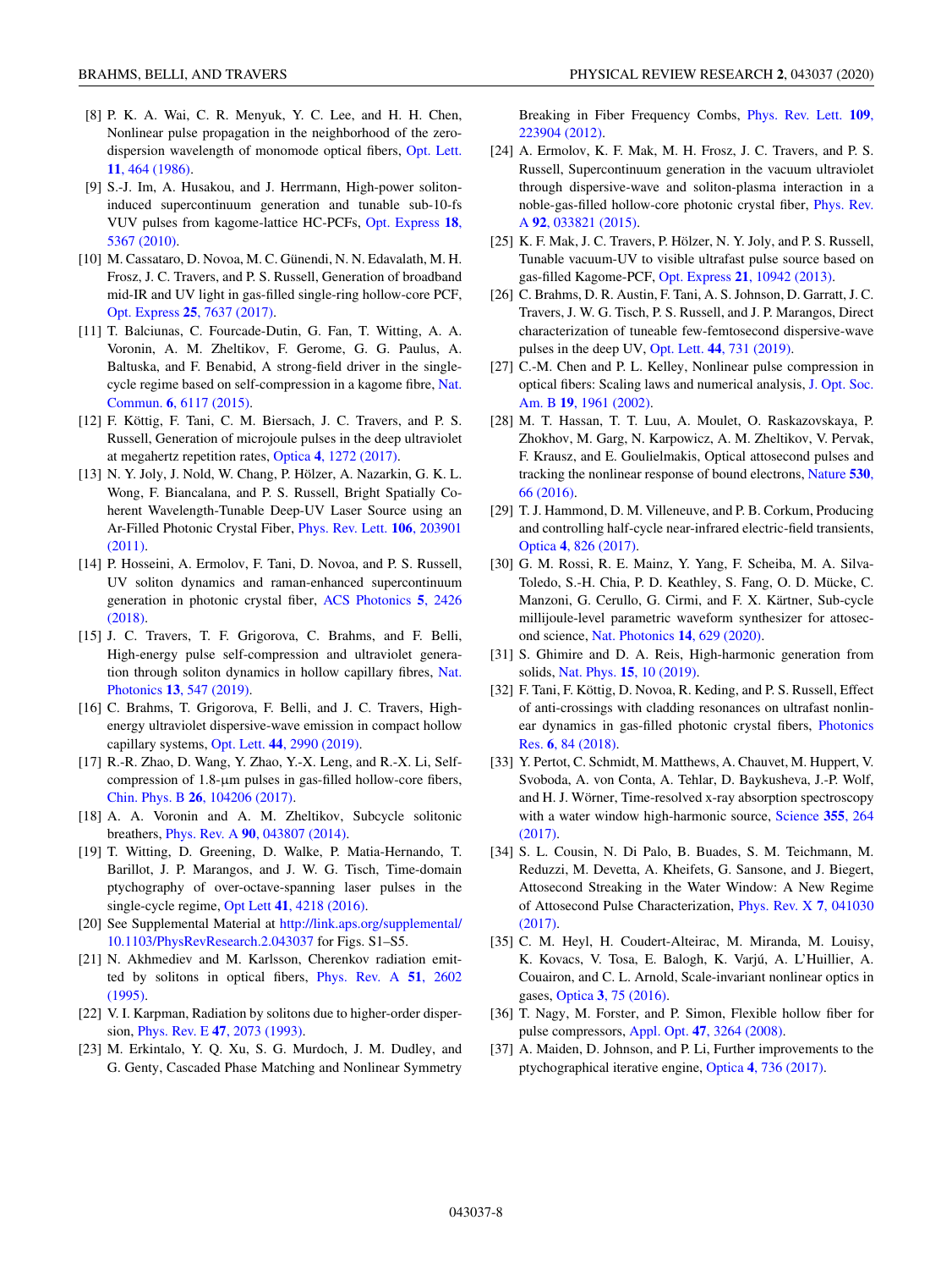[8] P. K. A. Wai, C. R. Menyuk, Y. C. Lee, and H. H. Chen, Nonlinear pulse propagation in the neighborhood of the zero-dispersion wavelength of monomode optical fibers, Opt. Lett. **11**, 464 (1986).

[9] S.-J. Im, A. Husakou, and J. Herrmann, High-power soliton-induced supercontinuum generation and tunable sub-10-fs VUV pulses from kagome-lattice HC-PCFs, Opt. Express **18**, 5367 (2010).

[10] M. Cassataro, D. Novoa, M. C. Günendi, N. N. Edavalath, M. H. Frosz, J. C. Travers, and P. S. Russell, Generation of broadband mid-IR and UV light in gas-filled single-ring hollow-core PCF, Opt. Express **25**, 7637 (2017).

[11] T. Balciunas, C. Fourcade-Dutin, G. Fan, T. Witting, A. A. Voronin, A. M. Zheltikov, F. Gerome, G. G. Paulus, A. Baltuska, and F. Benabid, A strong-field driver in the single-cycle regime based on self-compression in a kagome fibre, Nat. Commun. **6**, 6117 (2015).

[12] F. Köttig, F. Tani, C. M. Biersach, J. C. Travers, and P. S. Russell, Generation of microjoule pulses in the deep ultraviolet at megahertz repetition rates, Optica **4**, 1272 (2017).

[13] N. Y. Joly, J. Nold, W. Chang, P. Hölzer, A. Nazarkin, G. K. L. Wong, F. Biancalana, and P. S. Russell, Bright Spatially Coherent Wavelength-Tunable Deep-UV Laser Source using an Ar-Filled Photonic Crystal Fiber, Phys. Rev. Lett. **106**, 203901 (2011).

[14] P. Hosseini, A. Ermolov, F. Tani, D. Novoa, and P. S. Russell, UV soliton dynamics and raman-enhanced supercontinuum generation in photonic crystal fiber, ACS Photonics **5**, 2426 (2018).

[15] J. C. Travers, T. F. Grigorova, C. Brahms, and F. Belli, High-energy pulse self-compression and ultraviolet generation through soliton dynamics in hollow capillary fibres, Nat. Photonics **13**, 547 (2019).

[16] C. Brahms, T. Grigorova, F. Belli, and J. C. Travers, High-energy ultraviolet dispersive-wave emission in compact hollow capillary systems, Opt. Lett. **44**, 2990 (2019).

[17] R.-R. Zhao, D. Wang, Y. Zhao, Y.-X. Leng, and R.-X. Li, Self-compression of 1.8-μm pulses in gas-filled hollow-core fibers, Chin. Phys. B **26**, 104206 (2017).

[18] A. A. Voronin and A. M. Zheltikov, Subcycle solitonic breathers, Phys. Rev. A **90**, 043807 (2014).

[19] T. Witting, D. Greening, D. Walke, P. Matia-Hernando, T. Barillot, J. P. Marangos, and J. W. G. Tisch, Time-domain ptychography of over-octave-spanning laser pulses in the single-cycle regime, Opt Lett **41**, 4218 (2016).

[20] See Supplemental Material at http://link.aps.org/supplemental/10.1103/PhysRevResearch.2.043037 for Figs. S1–S5.

[21] N. Akhmediev and M. Karlsson, Cherenkov radiation emitted by solitons in optical fibers, Phys. Rev. A **51**, 2602 (1995).

[22] V. I. Karpman, Radiation by solitons due to higher-order dispersion, Phys. Rev. E **47**, 2073 (1993).

[23] M. Erkintalo, Y. Q. Xu, S. G. Murdoch, J. M. Dudley, and G. Genty, Cascaded Phase Matching and Nonlinear Symmetry Breaking in Fiber Frequency Combs, Phys. Rev. Lett. **109**, 223904 (2012).

[24] A. Ermolov, K. F. Mak, M. H. Frosz, J. C. Travers, and P. S. Russell, Supercontinuum generation in the vacuum ultraviolet through dispersive-wave and soliton-plasma interaction in a noble-gas-filled hollow-core photonic crystal fiber, Phys. Rev. A **92**, 033821 (2015).

[25] K. F. Mak, J. C. Travers, P. Hölzer, N. Y. Joly, and P. S. Russell, Tunable vacuum-UV to visible ultrafast pulse source based on gas-filled Kagome-PCF, Opt. Express **21**, 10942 (2013).

[26] C. Brahms, D. R. Austin, F. Tani, A. S. Johnson, D. Garratt, J. C. Travers, J. W. G. Tisch, P. S. Russell, and J. P. Marangos, Direct characterization of tuneable few-femtosecond dispersive-wave pulses in the deep UV, Opt. Lett. **44**, 731 (2019).

[27] C.-M. Chen and P. L. Kelley, Nonlinear pulse compression in optical fibers: Scaling laws and numerical analysis, J. Opt. Soc. Am. B **19**, 1961 (2002).

[28] M. T. Hassan, T. T. Luu, A. Moulet, O. Raskazovskaya, P. Zhokhov, M. Garg, N. Karpowicz, A. M. Zheltikov, V. Pervak, F. Krausz, and E. Goulielmakis, Optical attosecond pulses and tracking the nonlinear response of bound electrons, Nature **530**, 66 (2016).

[29] T. J. Hammond, D. M. Villeneuve, and P. B. Corkum, Producing and controlling half-cycle near-infrared electric-field transients, Optica **4**, 826 (2017).

[30] G. M. Rossi, R. E. Mainz, Y. Yang, F. Scheiba, M. A. Silva-Toledo, S.-H. Chia, P. D. Keathley, S. Fang, O. D. Mücke, C. Manzoni, G. Cerullo, G. Cirmi, and F. X. Kärtner, Sub-cycle millijoule-level parametric waveform synthesizer for attosecond science, Nat. Photonics **14**, 629 (2020).

[31] S. Ghimire and D. A. Reis, High-harmonic generation from solids, Nat. Phys. **15**, 10 (2019).

[32] F. Tani, F. Köttig, D. Novoa, R. Keding, and P. S. Russell, Effect of anti-crossings with cladding resonances on ultrafast nonlinear dynamics in gas-filled photonic crystal fibers, Photonics Res. **6**, 84 (2018).

[33] Y. Pertot, C. Schmidt, M. Matthews, A. Chauvet, M. Huppert, V. Svoboda, A. von Conta, A. Tehlar, D. Baykusheva, J.-P. Wolf, and H. J. Wörner, Time-resolved x-ray absorption spectroscopy with a water window high-harmonic source, Science **355**, 264 (2017).

[34] S. L. Cousin, N. Di Palo, B. Buades, S. M. Teichmann, M. Reduzzi, M. Devetta, A. Kheifets, G. Sansone, and J. Biegert, Attosecond Streaking in the Water Window: A New Regime of Attosecond Pulse Characterization, Phys. Rev. X **7**, 041030 (2017).

[35] C. M. Heyl, H. Coudert-Alteirac, M. Miranda, M. Louisy, K. Kovacs, V. Tosa, E. Balogh, K. Varjú, A. L'Huillier, A. Couairon, and C. L. Arnold, Scale-invariant nonlinear optics in gases, Optica **3**, 75 (2016).

[36] T. Nagy, M. Forster, and P. Simon, Flexible hollow fiber for pulse compressors, Appl. Opt. **47**, 3264 (2008).

[37] A. Maiden, D. Johnson, and P. Li, Further improvements to the ptychographical iterative engine, Optica **4**, 736 (2017).